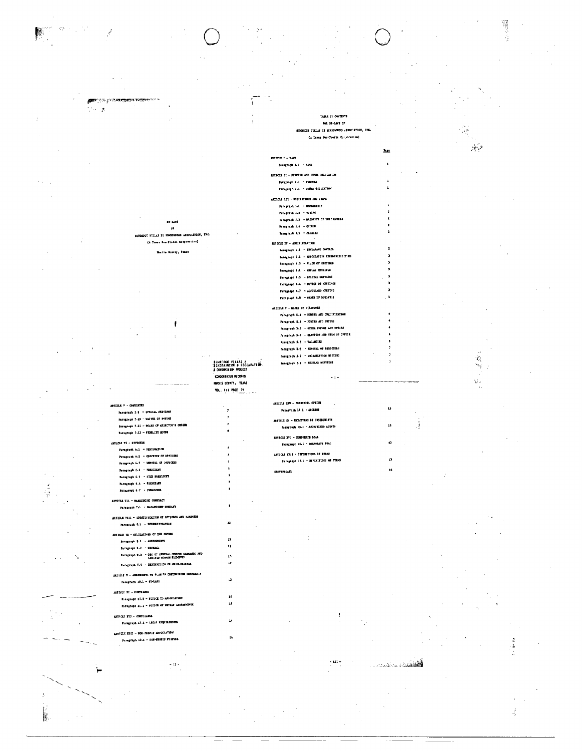BY-LAWS

OF

SUNRIDGE VILLAS II HOMEOWNERS ASSOCIATION, INC.

(A Texas Non-Profit Corporation)

Harris County, Texas

SUNRIDGE VILLAS P
CONDOMINIUM & DECLARATION
A CONDOMINIUM PROJECT

CONDOMINIUM RECORDS
HARRIS COUNTY, TEXAS
VOL. 114 PAGE 74

# TABLE OF CONTENTS
## FOR BY-LAWS OF
## SUNRIDGE VILLAS II HOMEOWNERS ASSOCIATION, INC.
### (A Texas Non-Profit Corporation)

| | Page |
|---|---|
| ARTICLE I - NAME | |
| Paragraph 1.1 - NAME | 1 |
| ARTICLE II - PURPOSE AND OWNER OBLIGATION | |
| Paragraph 2.1 - PURPOSE | 1 |
| Paragraph 2.2 - OWNER OBLIGATION | 1 |
| ARTICLE III - DEFINITIONS AND TERMS | |
| Paragraph 3.1 - MEMBERSHIP | 1 |
| Paragraph 3.2 - VOTING | 2 |
| Paragraph 3.3 - MAJORITY OF UNIT OWNERS | 2 |
| Paragraph 3.4 - QUORUM | 2 |
| Paragraph 3.5 - PROXIES | 2 |
| ARTICLE IV - ADMINISTRATION | |
| Paragraph 4.1 - DECLARANT CONTROL | 2 |
| Paragraph 4.2 - ASSOCIATION RESPONSIBILITIES | 3 |
| Paragraph 4.3 - PLACE OF MEETINGS | 3 |
| Paragraph 4.4 - ANNUAL MEETINGS | 3 |
| Paragraph 4.5 - SPECIAL MEETINGS | 3 |
| Paragraph 4.6 - NOTICE OF MEETINGS | 3 |
| Paragraph 4.7 - ADJOURNED MEETING | 3 |
| Paragraph 4.8 - ORDER OF BUSINESS | 4 |
| ARTICLE V - BOARD OF DIRECTORS | |
| Paragraph 5.1 - NUMBER AND QUALIFICATION | 4 |
| Paragraph 5.2 - POWERS AND DUTIES | 4 |
| Paragraph 5.3 - OTHER POWERS AND DUTIES | 4 |
| Paragraph 5.4 - ELECTION AND TERM OF OFFICE | 6 |
| Paragraph 5.5 - VACANCIES | 6 |
| Paragraph 5.6 - REMOVAL OF DIRECTORS | 7 |
| Paragraph 5.7 - ORGANIZATION MEETING | 7 |
| Paragraph 5.8 - REGULAR MEETINGS | 7 |

| | |
|---|---|
| ARTICLE V - CONTINUED | |
| Paragraph 5.9 - SPECIAL MEETINGS | 7 |
| Paragraph 5.10 - WAIVER OF NOTICE | 7 |
| Paragraph 5.11 - BOARD OF DIRECTOR'S QUORUM | 7 |
| Paragraph 5.12 - FIDELITY BONDS | 8 |
| ARTICLE VI - OFFICERS | |
| Paragraph 6.1 - DESIGNATION | 8 |
| Paragraph 6.2 - ELECTION OF OFFICERS | 8 |
| Paragraph 6.3 - REMOVAL OF OFFICERS | 8 |
| Paragraph 6.4 - PRESIDENT | 8 |
| Paragraph 6.5 - VICE PRESIDENT | 8 |
| Paragraph 6.6 - SECRETARY | 8 |
| Paragraph 6.7 - TREASURER | 9 |
| ARTICLE VII - MANAGEMENT CONTRACT | |
| Paragraph 7.1 - MANAGEMENT COMPANY | 9 |
| ARTICLE VIII - INDEMNIFICATION OF OFFICERS AND MANAGERS | |
| Paragraph 8.1 - INDEMNIFICATION | 12 |
| ARTICLE IX - OBLIGATIONS OF THE OWNERS | |
| Paragraph 9.1 - ASSESSMENTS | 13 |
| Paragraph 9.2 - GENERAL | 13 |
| Paragraph 9.3 - USE OF GENERAL COMMON ELEMENTS AND LIMITED COMMON ELEMENTS | 13 |
| Paragraph 9.4 - DESTRUCTION OR OBSOLESCENCE | 13 |
| ARTICLE X - AMENDMENTS TO PLAN OF CONDOMINIUM OWNERSHIP | |
| Paragraph 10.1 - BY-LAWS | 13 |
| ARTICLE XI - MORTGAGES | |
| Paragraph 11.1 - NOTICE TO ASSOCIATION | 14 |
| Paragraph 11.2 - NOTICE OF UNPAID ASSESSMENTS | 14 |
| ARTICLE XII - COMPLIANCE | |
| Paragraph 12.1 - LEGAL REQUIREMENTS | 14 |
| ARTICLE XIII - NON-PROFIT ASSOCIATION | |
| Paragraph 13.1 - NON-PROFIT PURPOSE | 14 |

| | |
|---|---|
| ARTICLE XIV - PRINCIPAL OFFICE | |
| Paragraph 14.1 - ADDRESS | 15 |
| ARTICLE XV - EXECUTION OF INSTRUMENTS | |
| Paragraph 15.1 - AUTHORIZING AGENTS | 15 |
| ARTICLE XVI - CORPORATE SEAL | |
| Paragraph 16.1 - CORPORATE SEAL | 15 |
| ARTICLE XVII - DEFINITIONS OF TERMS | |
| Paragraph 17.1 - DEFINITIONS OF TERMS | 15 |
| CERTIFICATE | 16 |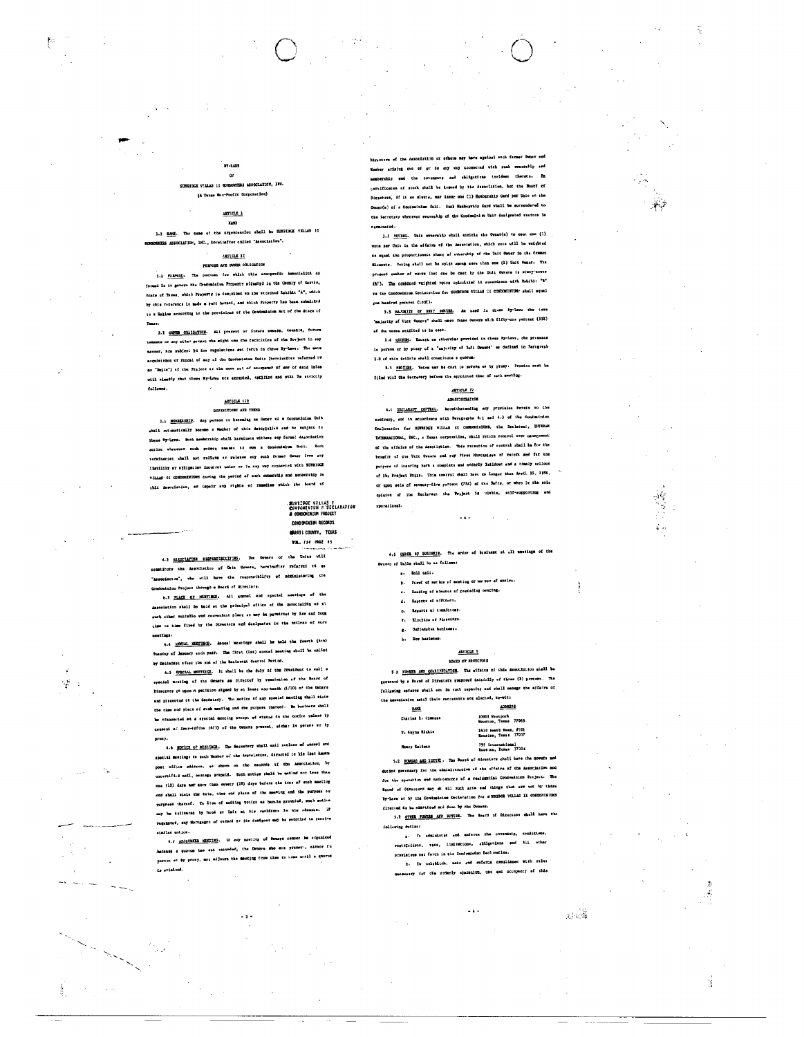# BY-LAWS

OF

SUNRIDGE VILLAS II HOMEOWNERS ASSOCIATION, INC.

(A Texas Non-Profit Corporation)

## ARTICLE I

### NAME

1.1 NAME. The name of the organization shall be SUNRIDGE VILLAS II HOMEOWNERS ASSOCIATION, INC., hereinafter called "Association".

## ARTICLE II

### PURPOSE AND OWNER OBLIGATION

2.1 PURPOSE. The purpose for which this non-profit Association is formed is to govern the Condominium Property situated in the County of Harris, State of Texas, which Property is described on the attached Exhibit "A", which by this reference is made a part hereof, and which Property has been submitted to a Regime according to the provisions of the Condominium Act of the State of Texas.

2.2 OWNER OBLIGATION. All present or future owners, tenants, future tenants or any other person who might use the facilities of the Project in any manner, are subject to the regulations set forth in these By-Laws. The mere acquisition or rental of any of the Condominium Units (hereinafter referred to as "Units") of the Project or the mere act of occupancy of any of said Units will signify that these By-Laws are accepted, ratified and will be strictly followed.

## ARTICLE III

### DEFINITIONS AND TERMS

3.1 MEMBERSHIP. Any person on becoming an Owner of a Condominium Unit shall automatically become a Member of this Association and be subject to these By-Laws. Such membership shall terminate without any formal Association action whenever such person ceases to own a Condominium Unit. Such termination shall not relieve or release any such former Owner from any liability or obligation incurred under or in any way connected with SUNRIDGE VILLAS II CONDOMINIUMS during the period of such ownership and membership in this Association, or impair any rights or remedies which the Board of

SUNRIDGE VILLAS II CONDOMINIUM DECLARATION A CONDOMINIUM PROJECT
CONDOMINIUM RECORDS
HARRIS COUNTY, TEXAS
VOL. 134 PAGE 45

Directors of the Association or others may have against such former Owner and Member arising out of or in any way connected with such ownership and membership and the covenants and obligations incident thereto. No certificates of stock shall be issued by the Association, but the Board of Directors, if it so elects, may issue one (1) Membership Card per Unit to the Owner(s) of a Condominium Unit. Such Membership Card shall be surrendered to the Secretary whenever ownership of the Condominium Unit designated thereon is terminated.

3.2 VOTING. Unit ownership shall entitle the Owner(s) to cast one (1) vote per Unit in the affairs of the Association, which vote will be weighted to equal the proportionate share of ownership of the Unit Owner in the Common Elements. Voting shall not be split among more than one (1) Unit Owner. The present number of votes that can be cast by the Unit Owners is sixty-seven (67). The combined weighted votes calculated in accordance with Exhibit "B" to the Condominium Declaration for SUNRIDGE VILLAS II CONDOMINIUMS shall equal one hundred percent (100%).

3.3 MAJORITY OF UNIT OWNERS. As used in these By-Laws the term "majority of Unit Owners" shall mean those Owners with fifty-one percent (51%) of the votes entitled to be cast.

3.4 QUORUM. Except as otherwise provided in these By-Laws, the presence in person or by proxy of a "majority of Unit Owners" as defined in Paragraph 3.3 of this Article shall constitute a quorum.

3.5 PROXIES. Votes may be cast in person or by proxy. Proxies must be filed with the Secretary before the appointed time of each meeting.

## ARTICLE IV

### ADMINISTRATION

4.1 DECLARANT CONTROL. Notwithstanding any provision herein to the contrary, and in accordance with Paragraphs 4.1 and 4.3 of the Condominium Declaration for SUNRIDGE VILLAS II CONDOMINIUMS, the Declarant, INTERAN INTERNATIONAL, INC., a Texas corporation, shall retain control over management of the affairs of the Association. This retention of control shall be for the benefit of the Unit Owners and any First Mortgagee of record and for the purpose of insuring both a complete and orderly buildout and a timely sellout of the Project Units. This control shall last no longer than April 15, 1986, or upon sale of seventy-five percent (75%) of the Units, or when in the sole opinion of the Declarant the Project is viable, self-supporting and operational.

4.2 ASSOCIATION RESPONSIBILITIES. The Owners of the Units will constitute the Association of Unit Owners, hereinafter referred to as "Association", who will have the responsibility of administering the Condominium Project through a Board of Directors.

4.3 PLACE OF MEETINGS. All annual and special meetings of the Association shall be held at the principal office of the Association or at such other suitable and convenient place as may be permitted by law and from time to time fixed by the Directors and designated in the notices of such meetings.

4.4 ANNUAL MEETINGS. Annual meetings shall be held the fourth (4th) Tuesday of January each year. The first (1st) annual meeting shall be called by Declarant after the end of the Declarant Control Period.

4.5 SPECIAL MEETINGS. It shall be the duty of the President to call a special meeting of the Owners as directed by resolution of the Board of Directors or upon a petition signed by at least one-tenth (1/10) of the Owners and presented to the Secretary. The notice of any special meeting shall state the time and place of such meeting and the purpose thereof. No business shall be transacted at a special meeting except as stated in the notice unless by consent of four-fifths (4/5) of the Owners present, either in person or by proxy.

4.6 NOTICE OF MEETINGS. The Secretary shall mail notices of annual and special meetings to each Member of the Association, directed to his last known post office address, as shown on the records of the Association, by uncertified mail, postage prepaid. Such notice shall be mailed not less than ten (10) days nor more than twenty (20) days before the date of such meeting and shall state the date, time and place of the meeting and the purpose or purposes thereof. In lieu of mailing notice as herein provided, such notice may be delivered by hand or left at his residence in his absence. If requested, any Mortgagee of record or its designee may be entitled to receive similar notice.

4.7 ADJOURNED MEETING. If any meeting of Owners cannot be organized because a quorum has not attended, the Owners who are present, either in person or by proxy, may adjourn the meeting from time to time until a quorum is obtained.

4.8 ORDER OF BUSINESS. The order of business at all meetings of the Owners of Units shall be as follows:

a. Roll call.
b. Proof of notice of meeting or waiver of notice.
c. Reading of minutes of preceding meeting.
d. Reports of officers.
e. Reports of committees.
f. Election of Directors.
g. Unfinished business.
h. New business.

## ARTICLE V

### BOARD OF DIRECTORS

5.1 NUMBER AND QUALIFICATION. The affairs of this Association shall be governed by a Board of Directors composed initially of three (3) persons. The following persons shall act in such capacity and shall manage the affairs of the Association until their successors are elected, to-wit:

| NAME | ADDRESS |
|---|---|
| Charles E. Simmons | 10003 Westpark Houston, Texas 77063 |
| V. Wayne Ritchie | 2410 South Hwy. #101 Houston, Texas 77057 |
| Henry Kaltman | 755 International Houston, Texas 77024 |

5.2 POWERS AND DUTIES. The Board of Directors shall have the powers and duties necessary for the administration of the affairs of the Association and for the operation and maintenance of a residential Condominium Project. The Board of Directors may do all such acts and things that are not by these By-Laws or by the Condominium Declaration for SUNRIDGE VILLAS II CONDOMINIUMS directed to be exercised and done by the Owners.

5.3 OTHER POWERS AND DUTIES. The Board of Directors shall have the following duties:

a. To administer and enforce the covenants, conditions, restrictions, uses, limitations, obligations and all other provisions set forth in the Condominium Declaration.

b. To establish, make and enforce compliance with rules necessary for the orderly operation, use and occupancy of this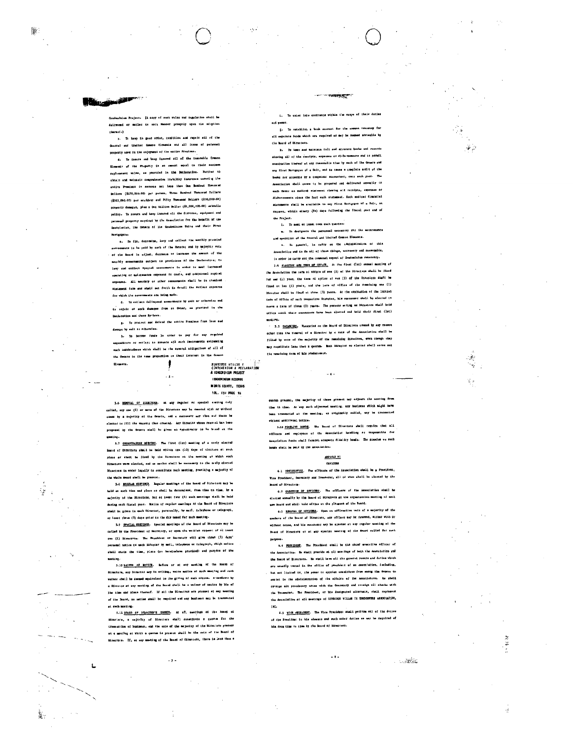Condominium Project. (A copy of such rules and regulations shall be delivered or mailed to each Member promptly upon the adoption thereof.)

c. To keep in good order, condition and repair all of the General and Limited Common Elements and all items of personal property used in the enjoyment of the entire Premises.

d. To insure and keep insured all of the insurable Common Elements of the Property in an amount equal to their maximum replacement value, as provided in the Declaration. Further to obtain and maintain comprehensive liability insurance covering the entire Premises in amounts not less than One Hundred Thousand Dollars ($100,000.00) per person, Three Hundred Thousand Dollars ($300,000.00) per accident and Fifty Thousand Dollars ($50,000.00) property damages, plus a One Million Dollar ($1,000,000.00) umbrella policy. To insure and keep insured all the fixtures, equipment and personal property acquired by the Association for the benefit of the Association, the Owners of the Condominium Units and their First Mortgagees.

e. To fix, determine, levy and collect the monthly prorated assessments to be paid by each of the Owners; and by majority vote of the Board to adjust, decrease or increase the amount of the monthly assessments subject to provisions of the Declaration; to levy and collect special assessments in order to meet increased operating or maintenance expenses or costs, and additional capital expenses. All monthly or other assessments shall be in itemized statement form and shall set forth in detail the various expenses for which the assessments are being made.

f. To collect delinquent assessments by suit or otherwise and to enjoin or seek damages from an Owner, as provided in the Declaration and these By-Laws.

g. To protect and defend the entire Premises from loss and damage by suit or otherwise.

h. To borrow funds in order to pay for any required expenditure or outlay; to execute all such instruments evidencing such indebtedness which shall be the several obligations of all of the Owners in the same proportion as their interest in the Common Elements.

i. To enter into contracts within the scope of their duties and power.

j. To establish a bank account for the common treasury for all separate funds which are required or may be deemed advisable by the Board of Directors.

k. To keep and maintain full and accurate books and records showing all of the receipts, expenses or disbursements and to permit examination thereof at any reasonable time by each of the Owners and any First Mortgagee of a Unit, and to cause a complete audit of the books and accounts by a competent accountant, once each year. The Association shall cause to be prepared and delivered annually to each Owner an audited statement showing all receipts, expenses or disbursements since the last such statement. Such audited financial statements shall be available to any First Mortgagee of a Unit, on request, within ninety (90) days following the fiscal year end of the Project.

l. To meet at least once each quarter.

m. To designate the personnel necessary for the maintenance and operation of the General and Limited Common Elements.

n. In general, to carry on the administration of this Association and to do all of those things, necessary and reasonable, in order to carry out the communal aspect of Condominium ownership.

5.4 ELECTION AND TERM OF OFFICE. At the first (1st) annual meeting of the Association the term of office of one (1) of the Directors shall be fixed for one (1) year, the term of office of one (1) of the Directors shall be fixed at two (2) years, and the term of office of the remaining one (1) Director shall be fixed at three (3) years. At the expiration of the initial term of office of each respective Director, his successor shall be elected to serve a term of three (3) years. The persons acting as Directors shall hold office until their successors have been elected and hold their first (1st) meeting.

5.5 VACANCIES. Vacancies on the Board of Directors caused by any reason other than the removal of a Director by a vote of the Association shall be filled by vote of the majority of the remaining Directors, even though they may constitute less than a quorum. Each Director so elected shall serve out the remaining term of his predecessor.

5.6 REMOVAL OF DIRECTORS. At any regular or special meeting duly called, any one (1) or more of the Directors may be removed with or without cause by a majority of the Owners, and a successor may then and there be elected to fill the vacancy thus created. Any Director whose removal has been proposed by the Owners shall be given an opportunity to be heard at the meeting.

5.7 ORGANIZATION MEETING. The first (1st) meeting of a newly elected Board of Directors shall be held within ten (10) days of election at such place as shall be fixed by the Directors at the meeting at which such Directors were elected, and no notice shall be necessary to the newly elected Directors in order legally to constitute such meeting, providing a majority of the whole Board shall be present.

5.8 REGULAR MEETINGS. Regular meetings of the Board of Directors may be held at such time and place as shall be determined, from time to time, by a majority of the Directors, but at least four (4) such meetings shall be held during each fiscal year. Notice of regular meetings of the Board of Directors shall be given to each Director, personally, by mail, telephone or telegraph, at least three (3) days prior to the day named for such meeting.

5.9 SPECIAL MEETINGS. Special meetings of the Board of Directors may be called by the President or Secretary, or upon the written request of at least two (2) Directors. The President or Secretary will give three (3) days' personal notice to each Director by mail, telephone or telegraph, which notice shall state the time, place (as hereinabove provided) and purpose of the meeting.

5.10 WAIVER OF NOTICE. Before or at any meeting of the Board of Directors, any Director may in writing, waive notice of such meeting and such waiver shall be deemed equivalent to the giving of such notice. Attendance by a Director at any meeting of the Board shall be a waiver of notice by him of the time and place thereof. If all the Directors are present at any meeting of the Board, no notice shall be required and any business may be transacted at such meeting.

5.11 BOARD OF DIRECTOR'S QUORUM. At all meetings of the Board of Directors, a majority of Directors shall constitute a quorum for the transaction of business, and the acts of the majority of the Directors present at a meeting at which a quorum is present shall be the acts of the Board of Directors. If, at any meeting of the Board of Directors, there is less than a quorum present, the majority of those present may adjourn the meeting from time to time. At any such adjourned meeting, any business which might have been transacted at the meeting, as originally called, may be transacted without additional notice.

5.12 FIDELITY BONDS. The Board of Directors shall require that all officers and employees of the Association handling or responsible for Association funds shall furnish adequate fidelity bonds. The premium on such bonds shall be paid by the Association.

## ARTICLE VI

## OFFICERS

6.1 DESIGNATION. The officers of the Association shall be a President, Vice President, Secretary and Treasurer, all of whom shall be elected by the Board of Directors.

6.2 ELECTION OF OFFICERS. The officers of the Association shall be elected annually by the Board of Directors at the organization meeting of each new Board and shall hold office at the pleasure of the Board.

6.3 REMOVAL OF OFFICERS. Upon an affirmative vote of a majority of the members of the Board of Directors, any officer may be removed, either with or without cause, and his successor may be elected at any regular meeting of the Board of Directors or at any special meeting of the Board called for such purpose.

6.4 PRESIDENT. The President shall be the chief executive officer of the Association. He shall preside at all meetings of both the Association and the Board of Directors. He shall have all the general powers and duties which are usually vested in the office of president of an association, including, but not limited to, the power to appoint committees from among the Owners to assist in the administration of the affairs of the Association. He shall co-sign all promissory notes with the Treasurer and co-sign all checks with the Treasurer. The President, or his designated alternate, shall represent the Association at all meetings of SUNRIDGE VILLAS II HOMEOWNERS ASSOCIATION, INC.

6.5 VICE PRESIDENT. The Vice President shall perform all of the duties of the President in his absence and such other duties as may be required of him from time to time by the Board of Directors.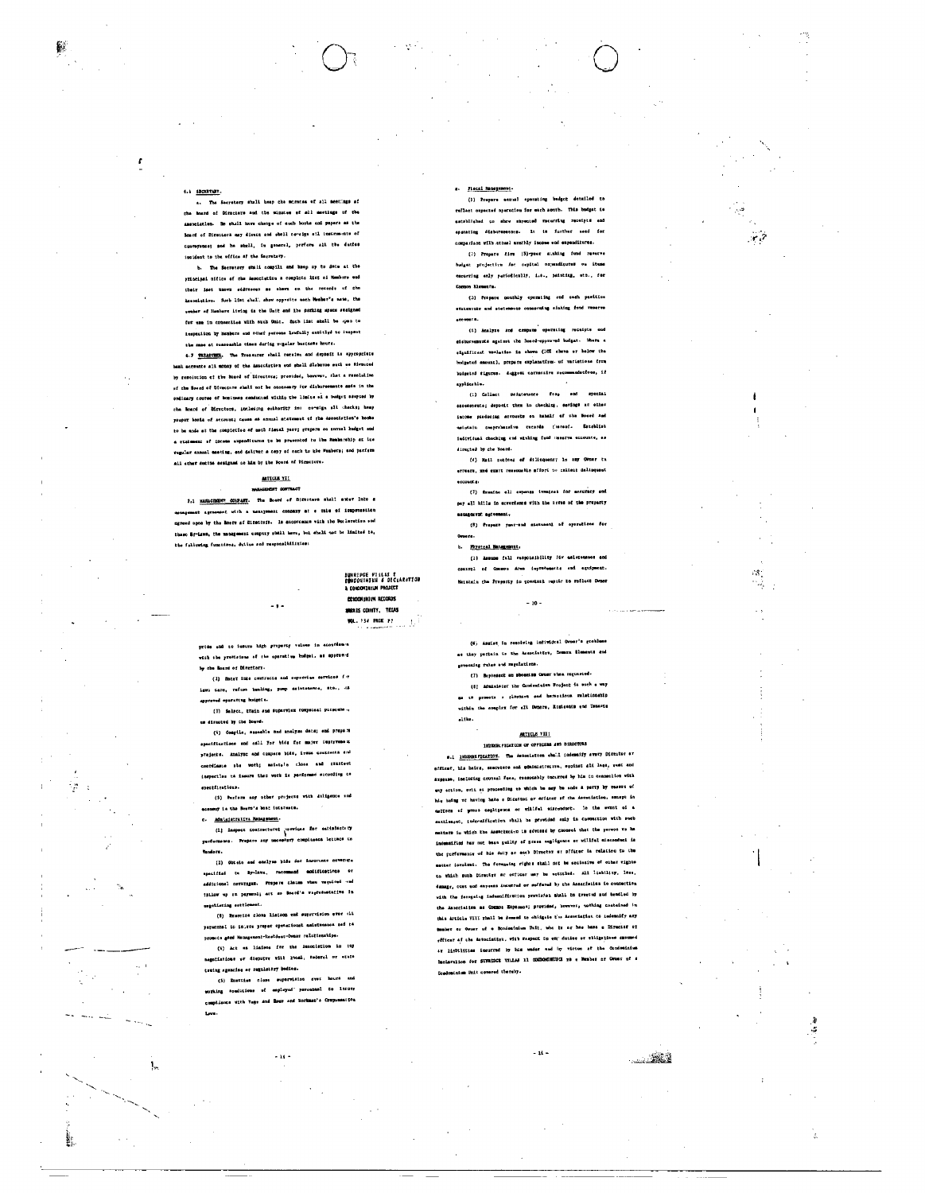6.6 SECRETARY.

a. The Secretary shall keep the minutes of all meetings of the Board of Directors and the minutes of all meetings of the Association. He shall have charge of such books and papers as the Board of Directors may direct and shall co-sign all instruments of conveyance; and he shall, in general, perform all the duties incident to the office of the Secretary.

b. The Secretary shall compile and keep up to date at the principal office of the Association a complete list of Members and their last known addresses as shown on the records of the Association. Such list shall show opposite each Member's name, the number of Members living in the Unit and the parking space assigned for use in connection with such Unit. Such list shall be open to inspection by Members and other persons lawfully entitled to inspect the same at reasonable times during regular business hours.

6.7 TREASURER. The Treasurer shall receive and deposit in appropriate bank accounts all money of the Association and shall disburse such as directed by resolution of the Board of Directors; provided, however, that a resolution of the Board of Directors shall not be necessary for disbursements made in the ordinary course of business conducted within the limits of a budget adopted by the Board of Directors, including authority to: co-sign all checks; keep proper books of account; cause an annual statement of the association's books to be made at the completion of each fiscal year; prepare an annual budget and a statement of income expenditures to be presented to the Membership at its regular annual meeting, and deliver a copy of each to the Members; and perform all other duties assigned to him by the Board of Directors.

## ARTICLE VII

### MANAGEMENT CONTRACT

7.1 MANAGEMENT COMPANY. The Board of Directors shall enter into a management agreement with a management company at a rate of compensation agreed upon by the Board of Directors. In accordance with the Declaration and these By-Laws, the management company shall have, but shall not be limited to, the following functions, duties and responsibilities:

a. Fiscal Management.

(1) Prepare annual operating budget detailed to reflect expected operation for each month. This budget is established to show expected recurring receipts and operating disbursements. It is further used for comparison with actual monthly income and expenditures.

(2) Prepare five (5)-year sinking fund reserve budget projection for capital expenditures on items occurring only periodically, i.e., painting, etc., for Common Elements.

(3) Prepare monthly operating and cash position statements and statements concerning sinking fund reserve accounts.

(4) Analyze and compare operating receipts and disbursements against the Board-approved budget. Where a significant variation is shown (10% above or below the budgeted amount), prepare explanation of variations from budgeted figures. Suggest corrective recommendations, if applicable.

(5) Collect maintenance fees and special assessments; deposit them in checking, savings or other income producing accounts on behalf of the Board and maintain comprehensive records thereof. Establish individual checking and sinking fund reserve accounts, as directed by the Board.

(6) Mail notices of delinquency to any Owner in arrears, and exert reasonable effort to collect delinquent accounts.

(7) Examine all expense invoices for accuracy and pay all bills in accordance with the terms of the property management agreement.

(8) Prepare year-end statement of operations for Owners.

b. Physical Management.

(1) Assume full responsibility for maintenance and control of Common Area improvements and equipment. Maintain the Property in constant repair to reflect Owner pride and to insure high property values in accordance with the provisions of the operating budget, as approved by the Board of Directors.

(2) Enter into contracts and supervise services for lawn care, refuse hauling, pump maintenance, etc., in approved operating budgets.

(3) Select, train and supervise competent personnel as directed by the Board.

(4) Compile, assemble and analyze data; and prepare specifications and call for bids for major improvement projects. Analyze and compare bids, issue contracts and coordinate the work; maintain close and constant inspection to insure that work is performed according to specifications.

(5) Perform any other projects with diligence and economy in the Board's best interests.

c. Administrative Management.

(1) Inspect contractual services for satisfactory performance. Prepare any necessary compliance letters to Vendors.

(2) Obtain and analyze bids for insurance coverage specified in By-Laws, recommend modifications or additional coverages. Prepare claims when required and follow up on payment; act as Board's representative in negotiating settlement.

(3) Exercise close liaison and supervision over all personnel to insure proper operational maintenance and to promote good Management-Resident-Owner relationships.

(4) Act as liaison for the Association in any negotiations or disputes with local, federal or state taxing agencies or regulatory bodies.

(5) Exercise close supervision over hours and working conditions of employed personnel to insure compliance with Wage and Hour and Workmen's Compensation Laws.

(6) Assist in resolving individual Owner's problems as they pertain to the Association, Common Elements and governing rules and regulations.

(7) Represent an absentee Owner when requested.

(8) Administer the Condominium Project in such a way as to promote a pleasant and harmonious relationship within the complex for all Owners, Residents and Tenants alike.

## ARTICLE VIII

### INDEMNIFICATION OF OFFICERS AND DIRECTORS

8.1 INDEMNIFICATION. The Association shall indemnify every Director or officer, his heirs, executors and administrators, against all loss, cost and expense, including counsel fees, reasonably incurred by him in connection with any action, suit or proceeding to which he may be made a party by reason of his being or having been a Director or officer of the Association, except in matters of gross negligence or willful misconduct. In the event of a settlement, indemnification shall be provided only in connection with such matters in which the Association is advised by counsel that the person to be indemnified has not been guilty of gross negligence or willful misconduct in the performance of his duty as such Director or officer in relation to the matter involved. The foregoing rights shall not be exclusive of other rights to which such Director or officer may be entitled. All liability, loss, damage, cost and expense incurred or suffered by the Association in connection with the foregoing indemnification provision shall be treated and handled by the Association as Common Expenses; provided, however, nothing contained in this Article VIII shall be deemed to obligate the Association to indemnify any Member or Owner of a Condominium Unit, who is or has been a Director or officer of the Association, with respect to any duties or obligations assumed or liabilities incurred by him under and by virtue of the Condominium Declaration for SUNRIDGE VILLAS II CONDOMINIUMS as a Member or Owner of a Condominium Unit covered thereby.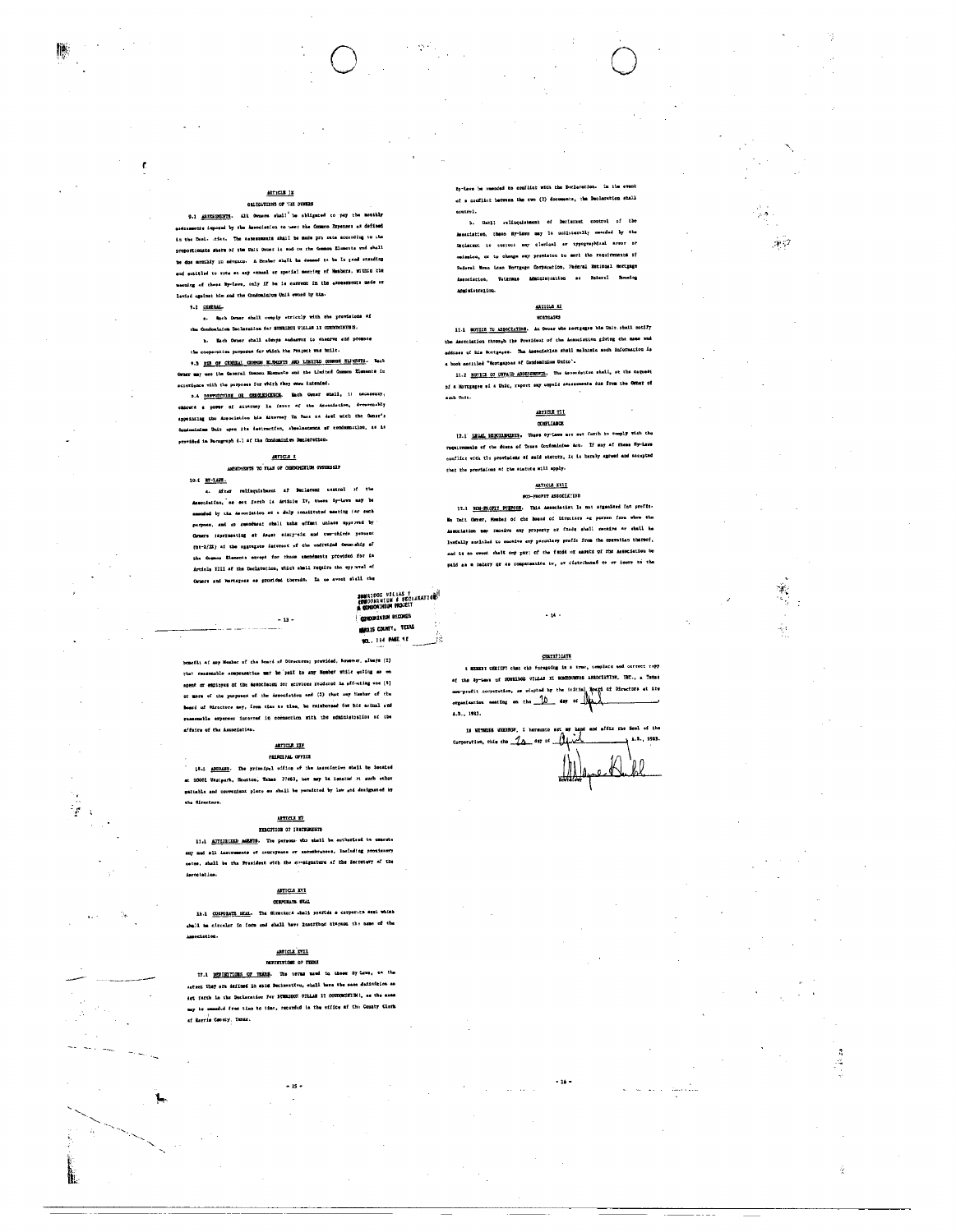## ARTICLE IX

### OBLIGATIONS OF THE OWNERS

9.1 ASSESSMENTS. All Owners shall be obligated to pay the monthly assessments imposed by the Association to meet the Common Expenses as defined in the Declaration. The assessments shall be made pro rata according to the proportionate share of the Unit Owner in and to the Common Elements and shall be due monthly in advance. A Member shall be deemed to be in good standing and entitled to vote at any annual or special meeting of Members, within the meaning of these By-Laws, only if he is current in the assessments made or levied against him and the Condominium Unit owned by him.

9.2 GENERAL.

a. Each Owner shall comply strictly with the provisions of the Condominium Declaration for SUNRIDGE VILLAS II CONDOMINIUMS.

b. Each Owner shall always endeavor to observe and promote the cooperative purposes for which the Project was built.

9.3 USE OF GENERAL COMMON ELEMENTS AND LIMITED COMMON ELEMENTS. Each Owner may use the General Common Elements and the Limited Common Elements in accordance with the purposes for which they were intended.

9.4 DESTRUCTION OR OBSOLESCENCE. Each Owner shall, if necessary, execute a power of attorney in favor of the Association, irrevocably appointing the Association his Attorney In Fact to deal with the Owner's Condominium Unit upon its destruction, obsolescence or condemnation, as is provided in Paragraph 4.1 of the Condominium Declaration.

## ARTICLE X

### AMENDMENTS TO PLAN OF CONDOMINIUM OWNERSHIP

10.1 BY-LAWS.

a. After relinquishment of Declarant control of the Association, as set forth in Article IV, these By-Laws may be amended by the Association at a duly constituted meeting for such purpose, and no amendment shall take effect unless approved by Owners representing at least sixty-six and two-thirds percent (66-2/3%) of the aggregate interest of the undivided Ownership of the Common Elements except for those amendments provided for in Article XIII of the Declaration, which shall require the approval of Owners and Mortgagees as provided therein. In no event shall the By-Laws be amended to conflict with the Declaration. In the event of a conflict between the two (2) documents, the Declaration shall control.

b. Until relinquishment of Declarant control of the Association, these By-Laws may be unilaterally amended by the Declarant to correct any clerical or typographical error or omission, or to change any provision to meet the requirements of Federal Home Loan Mortgage Corporation, Federal National Mortgage Association, Veterans Administration or Federal Housing Administration.

## ARTICLE XI

### MORTGAGES

11.1 NOTICE TO ASSOCIATION. An Owner who mortgages his Unit shall notify the Association through the President of the Association giving the name and address of his Mortgagee. The Association shall maintain such information in a book entitled "Mortgagees of Condominium Units".

11.2 NOTICE OF UNPAID ASSESSMENTS. The Association shall, at the request of a Mortgagee of a Unit, report any unpaid assessments due from the Owner of such Unit.

## ARTICLE XII

### COMPLIANCE

12.1 LEGAL REQUIREMENTS. These By-Laws are set forth to comply with the requirements of the Texas Condominium Act. If any of these By-Laws conflict with the provisions of said statute, it is hereby agreed and accepted that the provisions of the statute will apply.

## ARTICLE XIII

### NON-PROFIT ASSOCIATION

13.1 NON-PROFIT PURPOSE. This Association is not organized for profit. No Unit Owner, Member of the Board of Directors or person from whom the Association may receive any property or funds shall receive or shall be lawfully entitled to receive any pecuniary profit from the operation thereof, and in no event shall any part of the funds or assets of the Association be paid as a salary or as compensation to, or distributed to or inure to the benefit of any Member of the Board of Directors; provided, however, always (1) that reasonable compensation may be paid to any Member while acting as an agent or employee of the Association for services rendered in effecting one (1) or more of the purposes of the Association and (2) that any Member of the Board of Directors may, from time to time, be reimbursed for his actual and reasonable expenses incurred in connection with the administration of the affairs of the Association.

## ARTICLE XIV

### PRINCIPAL OFFICE

14.1 ADDRESS. The principal office of the Association shall be located at 10001 Westpark, Houston, Texas 77063, but may be located at such other suitable and convenient place as shall be permitted by law and designated by the Directors.

## ARTICLE XV

### EXECUTION OF INSTRUMENTS

15.1 AUTHORIZED AGENTS. The persons who shall be authorized to execute any and all instruments of conveyance or encumbrance, including promissory notes, shall be the President with the co-signature of the Secretary of the Association.

## ARTICLE XVI

### CORPORATE SEAL

16.1 CORPORATE SEAL. The Directors shall provide a corporate seal which shall be circular in form and shall have inscribed thereon the name of the Association.

## ARTICLE XVII

### DEFINITIONS OF TERMS

17.1 DEFINITIONS OF TERMS. The terms used in these By-Laws, to the extent they are defined in said Declaration, shall have the same definition as set forth in the Declaration for SUNRIDGE VILLAS II CONDOMINIUMS, as the same may be amended from time to time, recorded in the office of the County Clerk of Harris County, Texas.

SUNRIDGE VILLAS II CONDOMINIUM & DECLARATION & CONDOMINIUM PROJECT
CONDOMINIUM RECORDS
HARRIS COUNTY, TEXAS
VOL. 114 PAGE 12

## CERTIFICATE

I HEREBY CERTIFY that the foregoing is a true, complete and correct copy of the By-Laws of SUNRIDGE VILLAS II HOMEOWNERS ASSOCIATION, INC., a Texas non-profit corporation, as adopted by the initial Board of Directors at its organization meeting on the 10 day of April, A.D., 1983.

IN WITNESS WHEREOF, I hereunto set my hand and affix the Seal of the Corporation, this the 10 day of April, A.D., 1983.

[Signature]
Secretary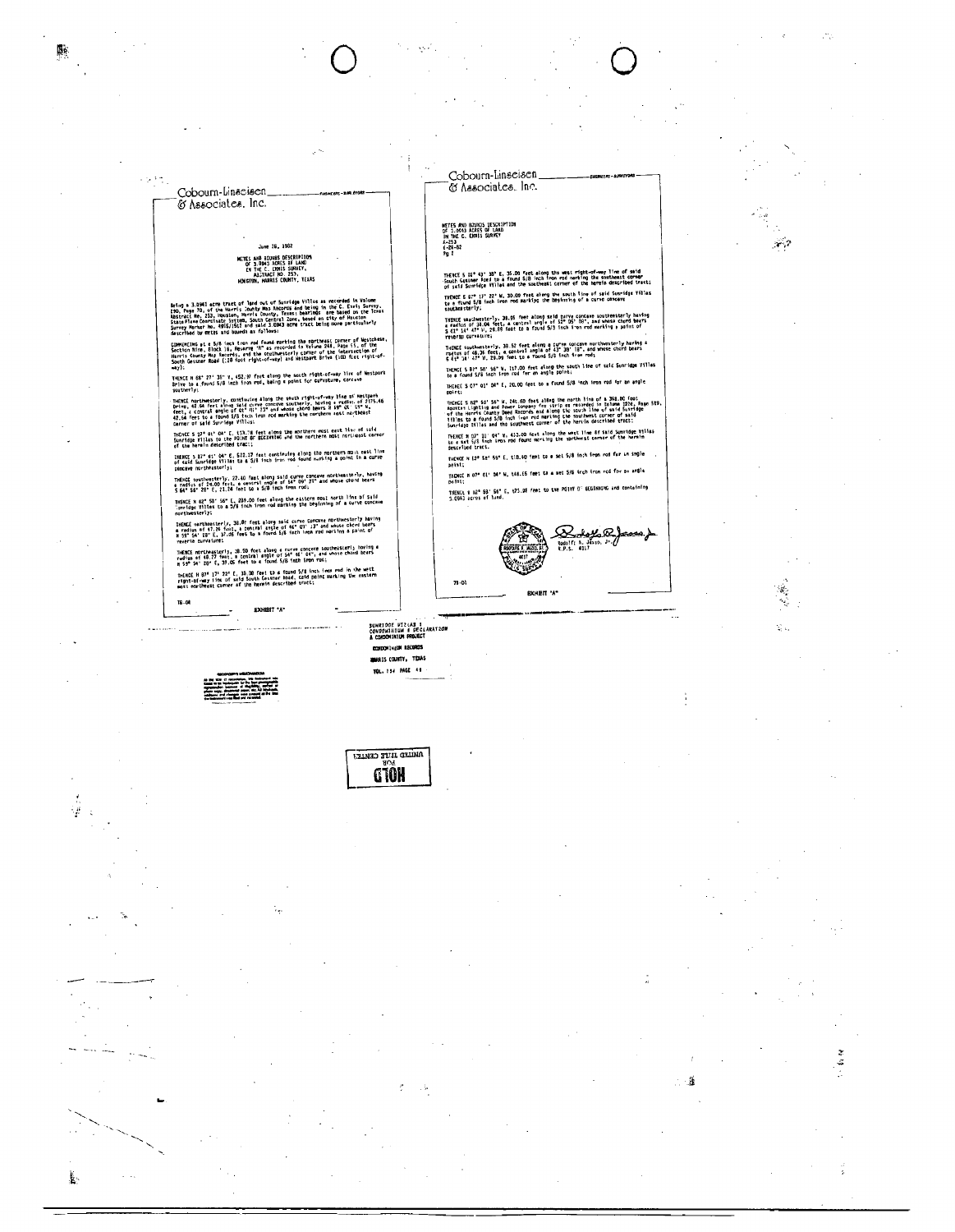Cobourn-Linseisen & Associates, Inc.

ENGINEERS — SURVEYORS

June 18, 1982

METES AND BOUNDS DESCRIPTION
OF 3.0943 ACRES OF LAND
IN THE C. ENNIS SURVEY,
ABSTRACT NO. 253,
HOUSTON, HARRIS COUNTY, TEXAS

Being a 3.0943 acre tract of land out of Sunridge Villas as recorded in Volume 290, Page 70, of the Harris County Map Records and being in the C. Ennis Survey, Abstract No. 253, Houston, Harris County, Texas; bearings are based on the Texas State Plane Coordinate System, South Central Zone, based on City of Houston Survey Marker No. 4956/1517 and said 3.0943 acre tract being more particularly described by metes and bounds as follows:

COMMENCING at a 5/8 inch iron rod found marking the northeast corner of Westchase, Section Nine, Block 18, Reserve "H" as recorded in Volume 248, Page 53, of the Harris County Map Records, and the southwesterly corner of the intersection of South Gessner Road (120 foot right-of-way) and Westpark Drive (100 foot right-of-way);

THENCE N 86° 27' 35" W, 452.37 feet along the south right-of-way line of Westpark Drive to a found 5/8 inch iron rod, being a point for curvature, concave southerly;

THENCE northwesterly, continuing along the south right-of-way line of Westpark Drive, 42.64 feet along said curve concave southerly, having a radius of 2175.46 feet, a central angle of 01° 07' 23" and whose chord bears N 87° 01' 17" W, 42.64 feet to a found 5/8 inch iron rod marking the northern most northeast corner of said Sunridge Villas;

THENCE S 37° 01' 04" E, 118.78 feet along the northern most east line of said Sunridge Villas to the POINT OF BEGINNING and the northern most northeast corner of the herein described tract;

THENCE S 37° 01' 04" E, 572.37 feet continuing along the northern most east line of said Sunridge Villas to a 5/8 inch iron rod found marking a point in a curve concave northeasterly;

THENCE southwesterly, 22.40 feet along said curve concave northeasterly, having a radius of 24.00 feet, a central angle of 54° 09' 27" and whose chord bears S 64° 56' 28" E, 21.28 feet to a 5/8 inch iron rod;

THENCE N 82° 58' 56" E, 209.00 feet along the eastern most north line of said Sunridge Villas to a 5/8 inch iron rod marking the beginning of a curve concave northwesterly;

THENCE northeasterly, 38.07 feet along said curve concave northwesterly having a radius of 47.26 feet, a central angle of 46° 09' 13" and whose chord bears N 59° 54' 19" E, 37.05 feet to a found 5/8 inch iron rod marking a point of reverse curvature;

THENCE northeasterly, 38.50 feet along a curve concave southeasterly having a radius of 40.27 feet, a central angle of 54° 46' 04", and whose chord bears N 59° 54' 20" E, 37.05 feet to a found 5/8 inch iron rod;

THENCE N 87° 17' 22" E, 18.30 feet to a found 5/8 inch iron rod in the west right-of-way line of said South Gessner Road, said point marking the eastern most northeast corner of the herein described tract;

78-04

EXHIBIT "A"

Cobourn-Linseisen & Associates, Inc.

ENGINEERS — SURVEYORS

METES AND BOUNDS DESCRIPTION
OF 3.0943 ACRES OF LAND
IN THE C. ENNIS SURVEY
A-253
6-28-82
Pg 2

THENCE S 10° 43' 38" E, 35.00 feet along the west right-of-way line of said South Gessner Road to a found 5/8 inch iron rod marking the southeast corner of said Sunridge Villas and the southeast corner of the herein described tract;

THENCE S 87° 17' 22" W, 30.00 feet along the south line of said Sunridge Villas to a found 5/8 inch iron rod marking the beginning of a curve concave southeasterly;

THENCE southwesterly, 38.95 feet along said curve concave southeasterly having a radius of 38.04 feet, a central angle of 52° 05' 00", and whose chord bears S 61° 14' 47" W, 29.88 feet to a found 5/8 inch iron rod marking a point of reverse curvature;

THENCE southwesterly, 38.52 feet along a curve concave northwesterly having a radius of 48.36 feet, a central angle of 43° 38' 18", and whose chord bears S 61° 14' 47" W, 29.09 feet to a found 5/8 inch iron rod;

THENCE S 82° 58' 56" W, 117.00 feet along the south line of said Sunridge Villas to a found 5/8 inch iron rod for an angle point;

THENCE S 07° 01' 04" E, 20.00 feet to a found 5/8 inch iron rod for an angle point;

THENCE S 82° 58' 56" W, 246.60 feet along the north line of a 368.00 foot Houston Lighting and Power Company fee strip as recorded in Volume 2276, Page 589, of the Harris County Deed Records and along the south line of said Sunridge Villas to a found 5/8 inch iron rod marking the southwest corner of said Sunridge Villas and the southwest corner of the herein described tract;

THENCE N 07° 01' 04" W, 412.00 feet along the west line of said Sunridge Villas to a set 5/8 inch iron rod found marking the northwest corner of the herein described tract;

THENCE N 12° 58' 56" E, 118.90 feet to a set 5/8 inch iron rod for an angle point;

THENCE N 07° 01' 04" W, 148.65 feet to a set 5/8 inch iron rod for an angle point;

THENCE N 82° 58' 56" E, 125.38 feet to the POINT OF BEGINNING and containing 3.0943 acres of land.

Rodolfo A. Jasso, Jr.
R.P.S. 4017

78-01

EXHIBIT "A"

SUNRIDGE VILLAS I
CONDOMINIUM & DECLARATION
A CONDOMINIUM PROJECT

CONDOMINIUM RECORDS
HARRIS COUNTY, TEXAS
VOL. 114 PAGE 49

UNITED TITLE CENTER
FOR
HOLD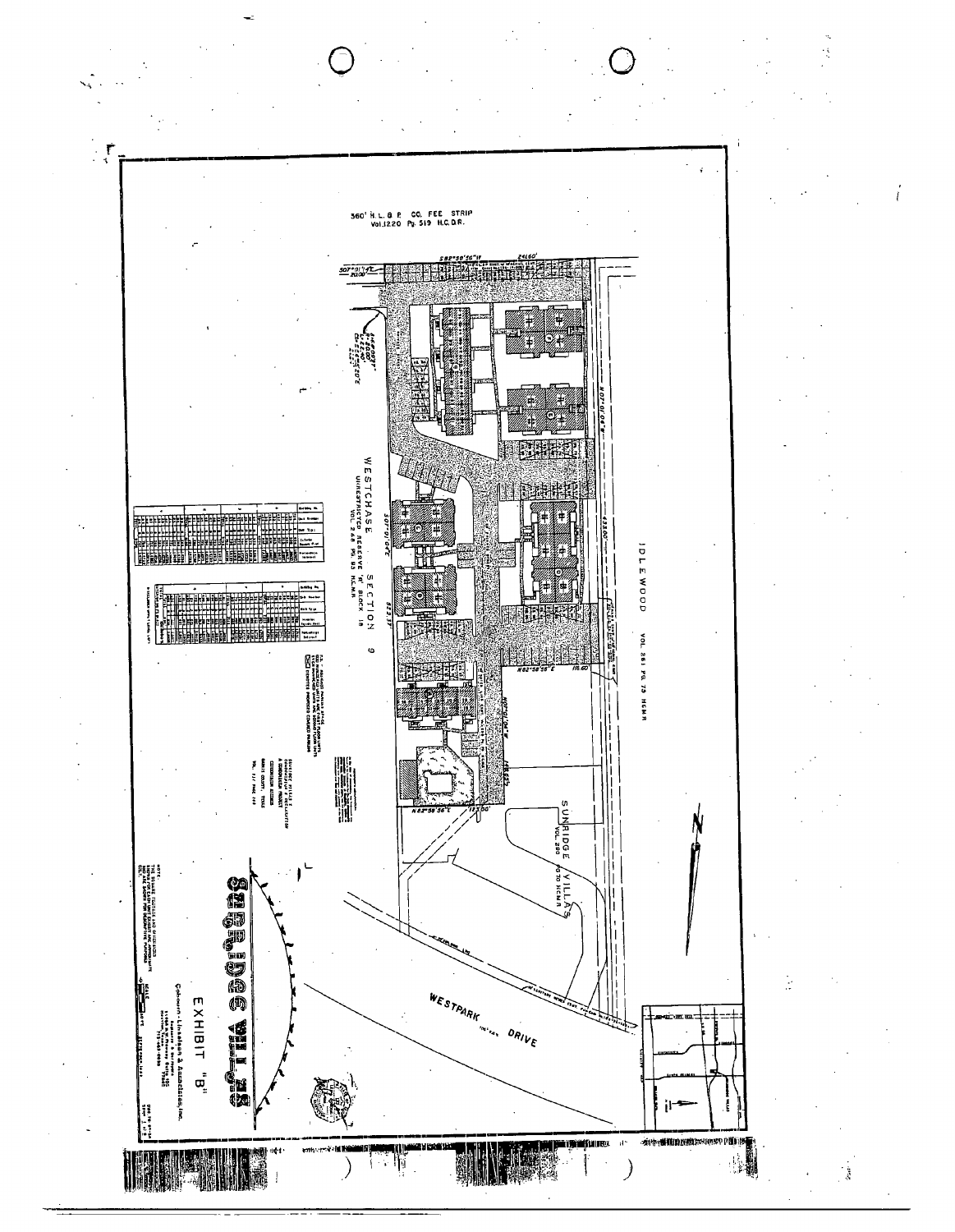360' H.L. & P. CO. FEE STRIP
Vol.1220 Pg. 519 H.C.D.R.

IDLEWOOD VOL. 261 PG. 73 HCMR

WESTCHASE SECTION 9
UNRESTRICTED RESERVE "A" BLOCK 18
VOL. 268 PG. 83 H.C.M.R.

SUNRIDGE VILLAS
VOL. 290 PG. 70 HCMR

WESTPARK DRIVE

S82°58'56"W 244.60'

N07°01'04"W

N82°58'56"E 118.60

N82°58'56"E 123.00'

S07°01'04"E 523.37'

SUNRIDGE VILLAS

EXHIBIT "B"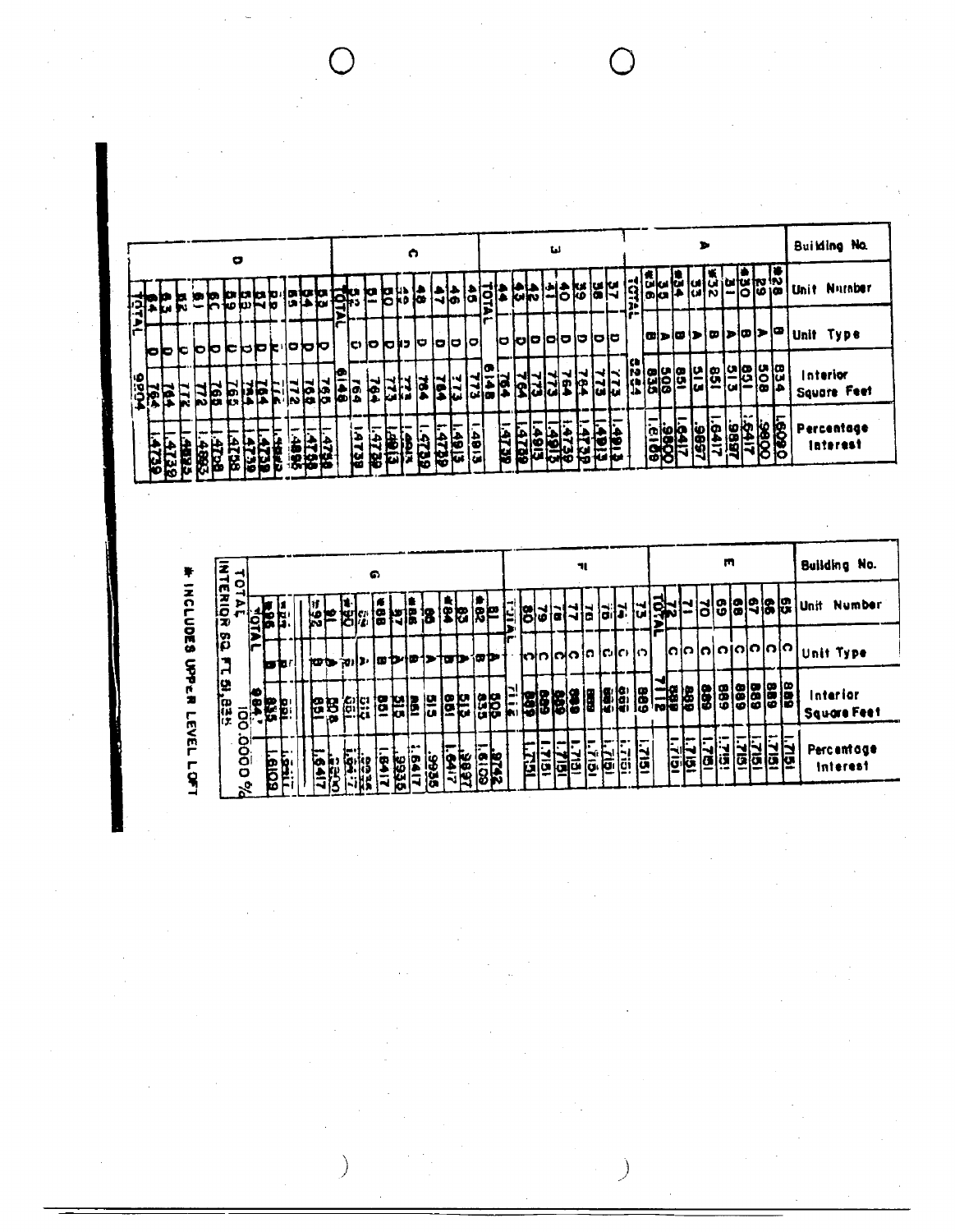| Building No. | Unit Number | Unit Type | Interior Square Feet | Percentage Interest |
|---|---|---|---|---|
| A | #28 | B | 834 | 1.6090 |
| | 29 | A | 508 | .9800 |
| | #30 | B | 851 | 1.6417 |
| | 31 | A | 513 | .9897 |
| | #32 | B | 851 | 1.6417 |
| | 33 | A | 513 | .9897 |
| | #34 | B | 851 | 1.6417 |
| | 35 | A | 508 | .9800 |
| | #36 | B | 835 | 1.6109 |
| | TOTAL | | 6264 | |
| E | 37 | D | 773 | 1.4913 |
| | 38 | D | 773 | 1.4913 |
| | 39 | D | 764 | 1.4739 |
| | 40 | D | 764 | 1.4739 |
| | 41 | D | 773 | 1.4913 |
| | 42 | D | 773 | 1.4913 |
| | 43 | D | 764 | 1.4739 |
| | 44 | D | 764 | 1.4739 |
| | TOTAL | | 6148 | |
| C | 45 | D | 773 | 1.4913 |
| | 46 | D | 773 | 1.4913 |
| | 47 | D | 764 | 1.4739 |
| | 48 | D | 764 | 1.4739 |
| | 49 | D | 773 | 1.4913 |
| | 50 | D | 773 | 1.4913 |
| | 51 | D | 764 | 1.4739 |
| | 52 | D | 764 | 1.4739 |
| | TOTAL | | 6148 | |
| D | 53 | D | 765 | 1.4758 |
| | 54 | D | 765 | 1.4758 |
| | 55 | D | 772 | 1.4893 |
| | 56 | D | 772 | 1.4893 |
| | 57 | D | 764 | 1.4739 |
| | 58 | D | 764 | 1.4739 |
| | 59 | D | 765 | 1.4758 |
| | 60 | D | 765 | 1.4758 |
| | 61 | D | 772 | 1.4893 |
| | 62 | D | 772 | 1.4893 |
| | 63 | D | 764 | 1.4739 |
| | 64 | D | 764 | 1.4739 |
| | TOTAL | | 9204 | |

| Building No. | Unit Number | Unit Type | Interior Square Feet | Percentage Interest |
|---|---|---|---|---|
| E | 65 | C | 889 | 1.7151 |
| | 66 | C | 889 | 1.7151 |
| | 67 | C | 889 | 1.7151 |
| | 68 | C | 889 | 1.7151 |
| | 69 | C | 889 | 1.7151 |
| | 70 | C | 889 | 1.7151 |
| | 71 | C | 889 | 1.7151 |
| | 72 | C | 889 | 1.7151 |
| | TOTAL | | 7112 | |
| F | 73 | C | 889 | 1.7151 |
| | 74 | C | 889 | 1.7151 |
| | 75 | C | 889 | 1.7151 |
| | 76 | C | 889 | 1.7151 |
| | 77 | C | 889 | 1.7151 |
| | 78 | C | 889 | 1.7151 |
| | 79 | C | 889 | 1.7151 |
| | 80 | C | 889 | 1.7151 |
| | TOTAL | | 7112 | |
| G | 81 | A | 505 | .9742 |
| | #82 | B | 835 | 1.6109 |
| | 83 | A | 513 | .9897 |
| | #84 | B | 851 | 1.6417 |
| | 85 | A | 515 | .9935 |
| | #86 | B | 851 | 1.6417 |
| | 87 | A | 515 | .9935 |
| | #88 | B | 851 | 1.6417 |
| | 89 | A | 513 | .9897 |
| | #90 | B | 851 | 1.6417 |
| | 91 | A | 508 | .9800 |
| | #92 | B | 851 | 1.6417 |
| | #95 | B | 851 | 1.6417 |
| | #96 | B | 835 | 1.6109 |
| | TOTAL | | 9847 | |
| TOTAL INTERIOR SQ. FT. 51,835 | | | | 100.0000 % |

# INCLUDES UPPER LEVEL LOFT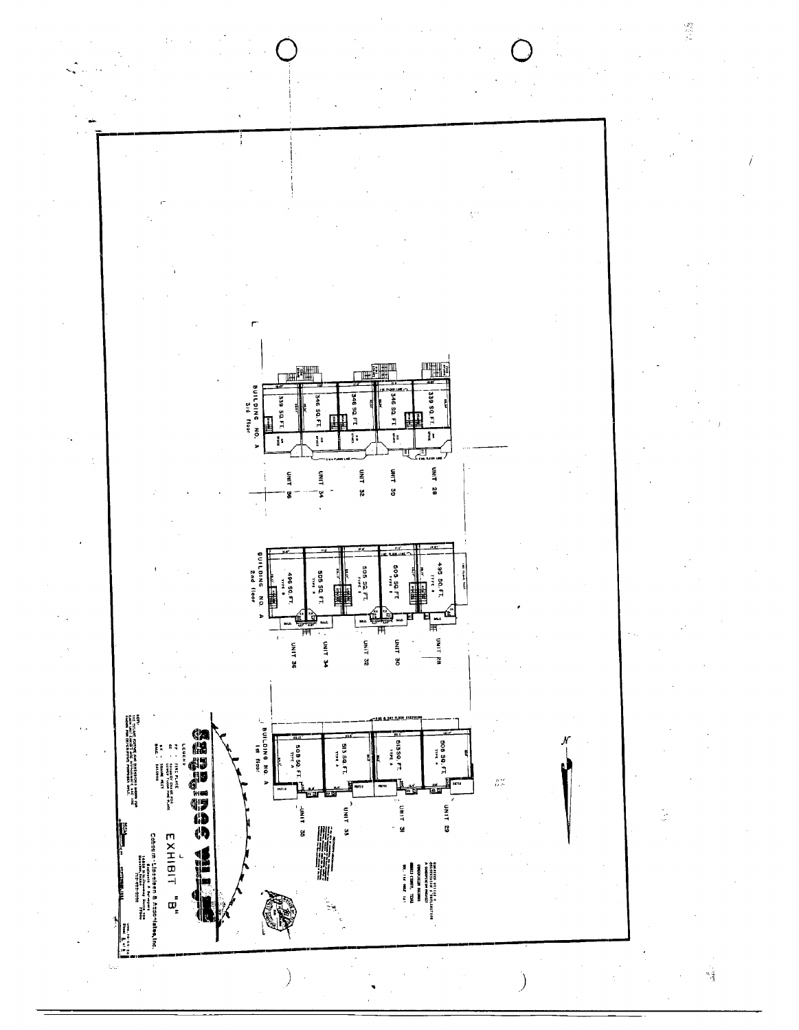BUILDING NO. A
3rd floor

| Unit | Area |
|---|---|
| UNIT 28 | 339 SQ. FT. |
| UNIT 30 | 346 SQ. FT. |
| UNIT 32 | 346 SQ. FT. |
| UNIT 34 | 346 SQ. FT. |
| UNIT 36 | 339 SQ. FT. |

BUILDING NO. A
2nd floor

| Unit | Area |
|---|---|
| UNIT 28 | 495 SQ. FT. |
| UNIT 30 | 505 SQ. FT. |
| UNIT 32 | 505 SQ. FT. |
| UNIT 34 | 505 SQ. FT. |
| UNIT 36 | 496 SQ. FT. |

BUILDING NO. A
1st floor

| Unit | Area |
|---|---|
| UNIT 29 | 508 SQ. FT. |
| UNIT 31 | 513 SQ. FT. |
| UNIT 33 | 513 SQ. FT. |
| UNIT 35 | 508 SQ. FT. |

LEGEND

FP - FIRST PLACE

BALC. - BALCONY

EXHIBIT "B"

Coburn-Lindsten & Associates, Inc.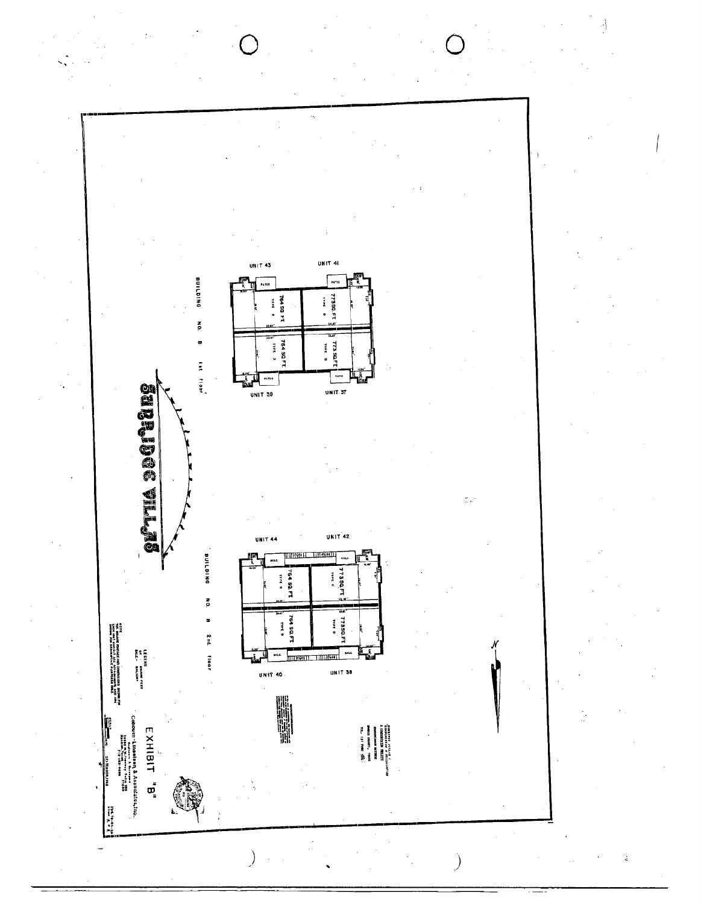# SUNRIDGE VILLAS

BUILDING NO. 8 1st floor

UNIT 43

UNIT 41

UNIT 39

UNIT 37

764 SQ. FT. TYPE D

773 SQ. FT. TYPE D

764 SQ. FT. TYPE D

773 SQ. FT. TYPE D

PATIO

BUILDING NO. 8 2nd. floor

UNIT 44

UNIT 42

UNIT 40

UNIT 38

764 SQ. FT. TYPE D

773 SQ. FT. TYPE C

764 SQ. FT. TYPE D

773 SQ. FT. TYPE D

BALC.

LEGEND

BALC. - BALCONY

EXHIBIT "B"

Coburn-Lineberg & Associates, Inc.

N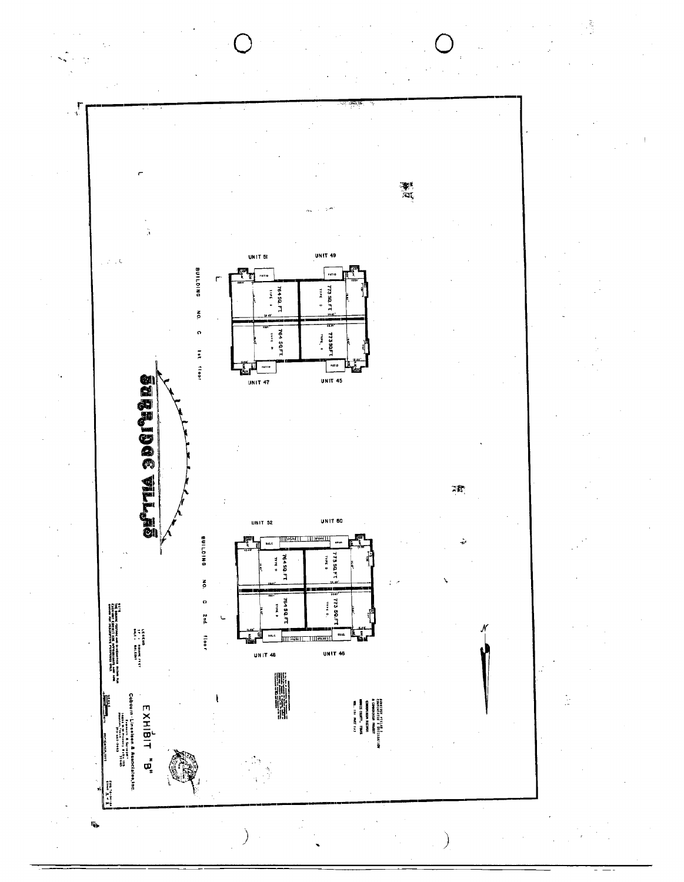# SURRIDGE VILLAS

## BUILDING NO. C 1st floor

UNIT 51 — 764 SQ. FT. — TYPE B

UNIT 49 — 773 SQ. FT. — TYPE D

UNIT 47 — 764 SQ. FT. — TYPE B

UNIT 45 — 773 SQ. FT. — TYPE D

PATIO

## BUILDING NO. C 2nd. floor

UNIT 52 — 764 SQ. FT. — TYPE B

UNIT 50 — 773 SQ. FT. — TYPE D

UNIT 48 — 764 SQ. FT. — TYPE B

UNIT 46 — 773 SQ. FT. — TYPE D

BALC.

LEGEND
SF - SQUARE FEET
BALC. - BALCONY

NOTE
THE SQUARE FOOTAGE AND DIMENSIONS SHOWN FOR UNITS AND OTHER ITEMS ARE APPROXIMATE AND ARE SHOWN FOR DESCRIPTIVE PURPOSES ONLY.

N

# EXHIBIT "B"

Cobourn Linseisen & Associates, Inc.
Engineers & Surveyors
Houston, Texas

SCALE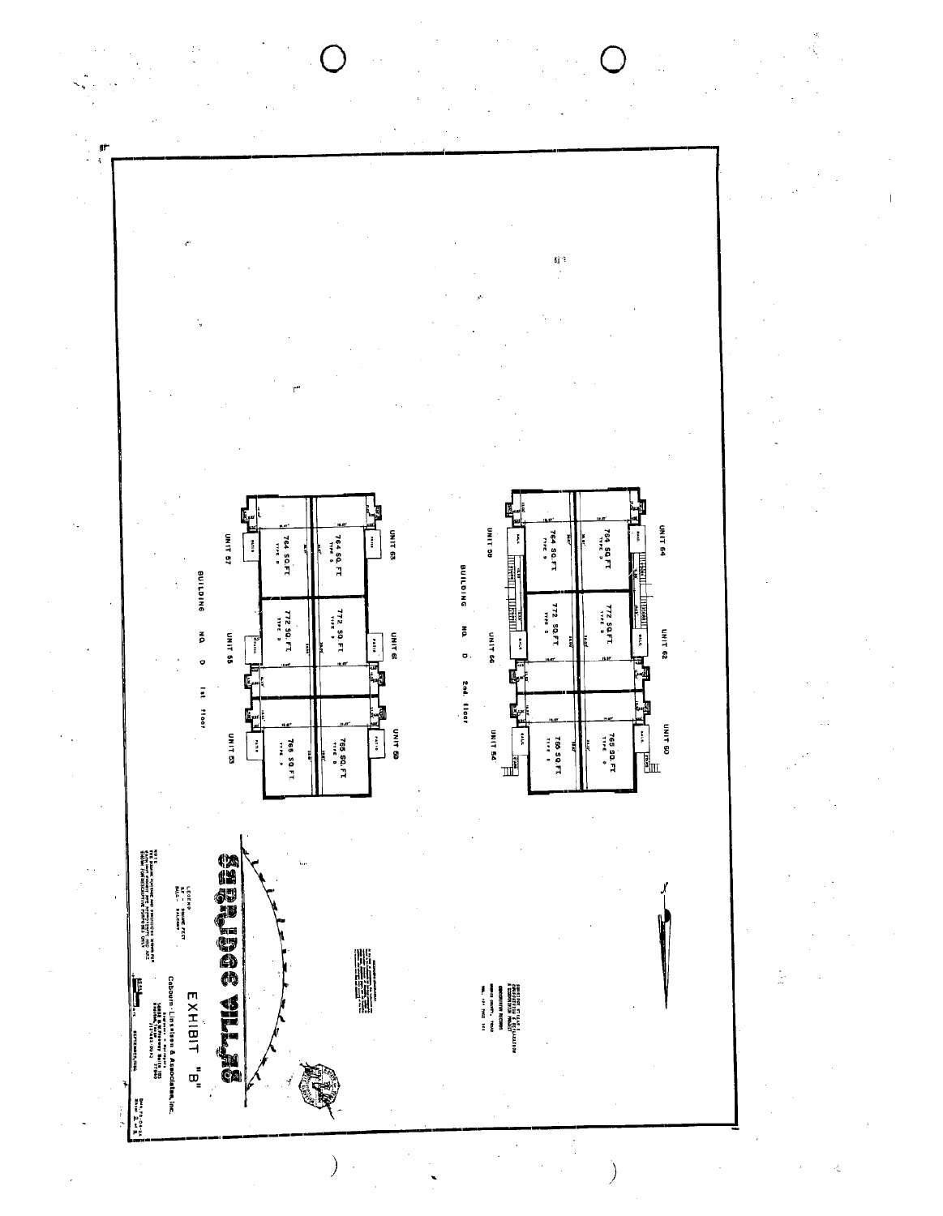UNIT 64

764 SQ.FT.
TYPE D

UNIT 62

772 SQ.FT.
TYPE D

UNIT 60

765 SQ.FT.
TYPE D

764 SQ.FT.
TYPE D

772 SQ.FT.
TYPE D

765 SQ.FT.
TYPE D

UNIT 58 UNIT 56 UNIT 54

BUILDING NO. D 2nd. floor

UNIT 63

764 SQ.FT.
TYPE D

UNIT 61

772 SQ.FT.
TYPE D

UNIT 59

765 SQ.FT.
TYPE D

764 SQ.FT.
TYPE D

772 SQ.FT.
TYPE D

765 SQ.FT.
TYPE D

UNIT 57 UNIT 55 UNIT 53

BUILDING NO. D 1st floor

# EXHIBIT "B"

LEGEND
SF - SQUARE FEET
BALC. - BALCONY

Coboum-Linseisen & Associates, Inc.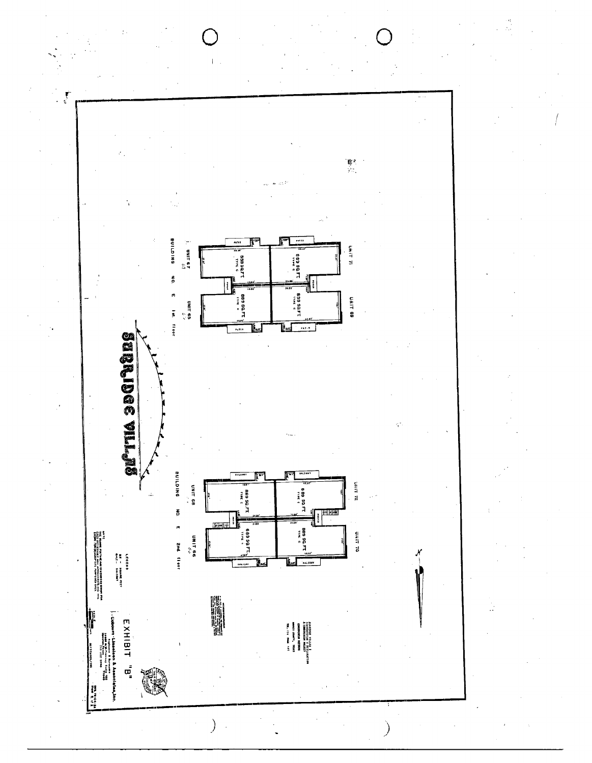UNIT 71

UNIT 69

889 SQ.FT. TYPE C

889 SQ.FT. TYPE C

889 SQ.FT. TYPE C

889 SQ.FT. TYPE C

PATIO

UNIT 67

UNIT 65

BUILDING NO. E 1st. floor

UNIT 72

UNIT 70

889 SQ.FT. TYPE C

889 SQ.FT. TYPE C

889 SQ.FT. TYPE C

889 SQ.FT. TYPE C

BALCONY

UNIT 68

UNIT 66

BUILDING NO. E 2nd. floor

SUNRIDGE VILLAGE

LEGEND

SQ - SQUARE FEET

BALC - BALCONY

NOTE

# EXHIBIT "B"

Cobourn Linseisen & Associates, Inc.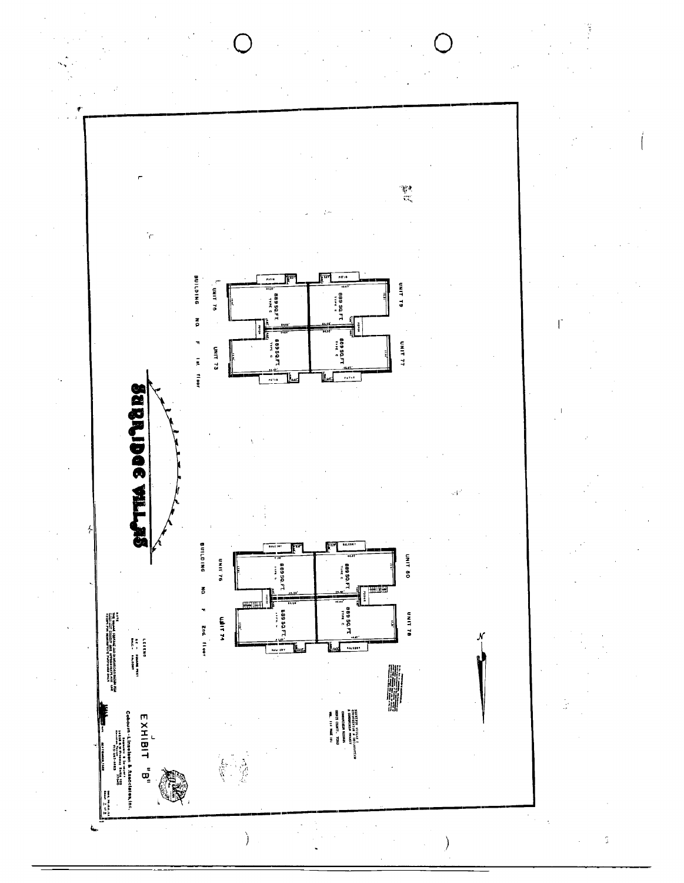UNIT 79

889 SQ.FT.
TYPE C

UNIT 77

889 SQ.FT.
TYPE C

UNIT 75

889 SQ.FT.
TYPE C

UNIT 73

889 SQ.FT.
TYPE C

BUILDING NO. F 1st. floor

UNIT 80

889 SQ.FT.
TYPE C

UNIT 78

889 SQ.FT.
TYPE C

UNIT 76

889 SQ.FT.
TYPE C

UNIT 74

889 SQ.FT.
TYPE C

BUILDING NO. F 2nd. floor

SUNRIDGE VILLAS

LEGEND
SF - SQUARE FEET
BALC - BALCONY

# EXHIBIT "B"

Coburn-Lindholm & Associates, Inc.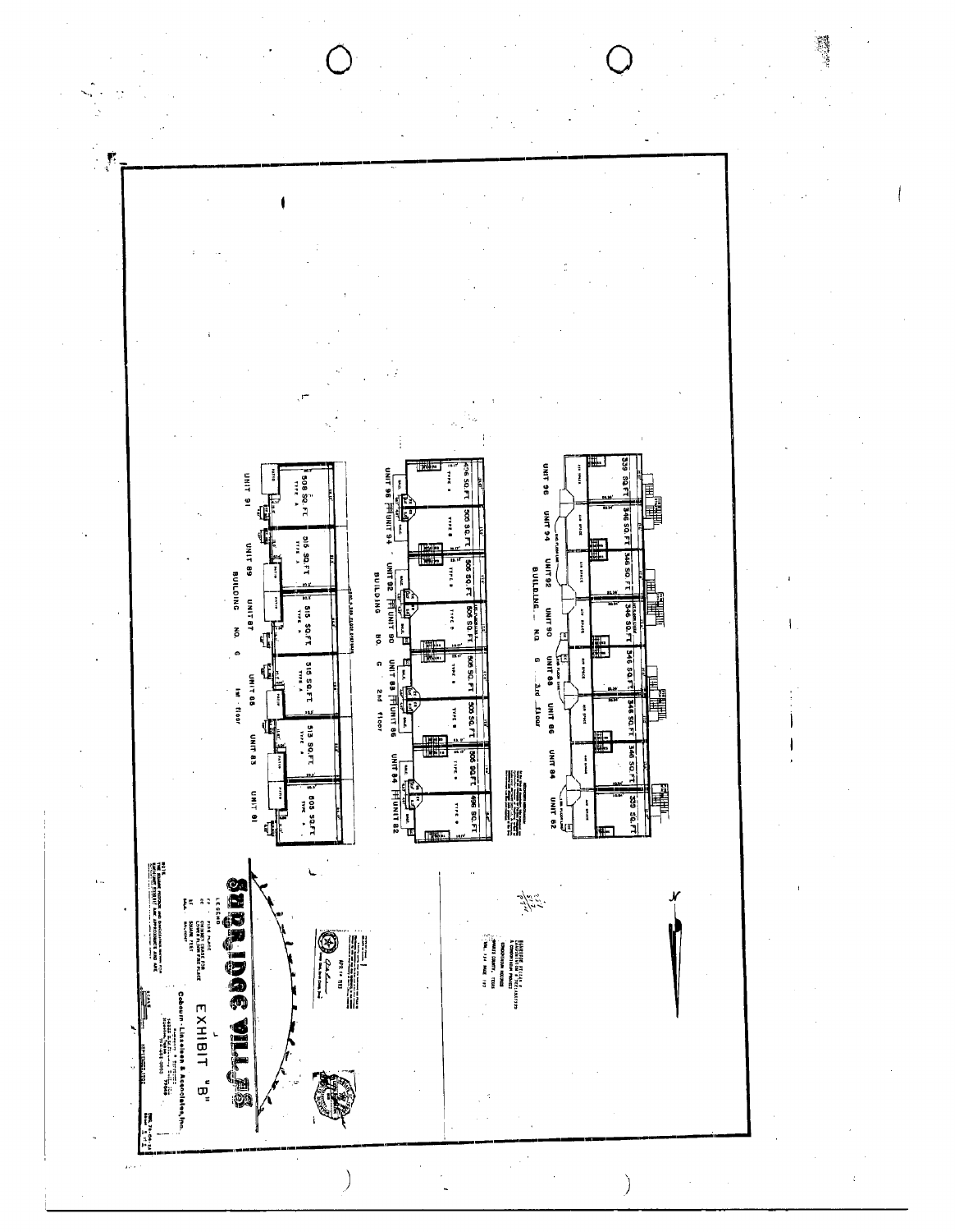UNIT 96 UNIT 94 UNIT 92 UNIT 90 UNIT 88 UNIT 86 UNIT 84 UNIT 82

339 SQ.FT 346 SQ.FT 346 SQ.FT 346 SQ.FT 346 SQ.FT 346 SQ.FT 346 SQ.FT 339 SQ.FT

BUILDING NO. G 3rd floor

UNIT 96 UNIT 94 UNIT 92 UNIT 90 UNIT 88 UNIT 86 UNIT 84 UNIT 82

406 SQ.FT 505 SQ.FT 505 SQ.FT 505 SQ.FT 505 SQ.FT 505 SQ.FT 505 SQ.FT 406 SQ.FT

BUILDING NO. G 2nd floor

UNIT 91 UNIT 89 UNIT 87 UNIT 85 UNIT 83 UNIT 81

508 SQ.FT 515 SQ.FT 515 SQ.FT 515 SQ.FT 513 SQ.FT 505 SQ.FT

TYPE A

BUILDING NO. G 1st floor

# SURRIDGE VILLAS

EXHIBIT "B"

LEGEND

FP FIRE PLACE

SQ. FEET

BAL. BALCONY

NOTE

Cobourn Linseisen & Associates, Inc.

APR 14 1983

SCALE

SEPTEMBER 1982